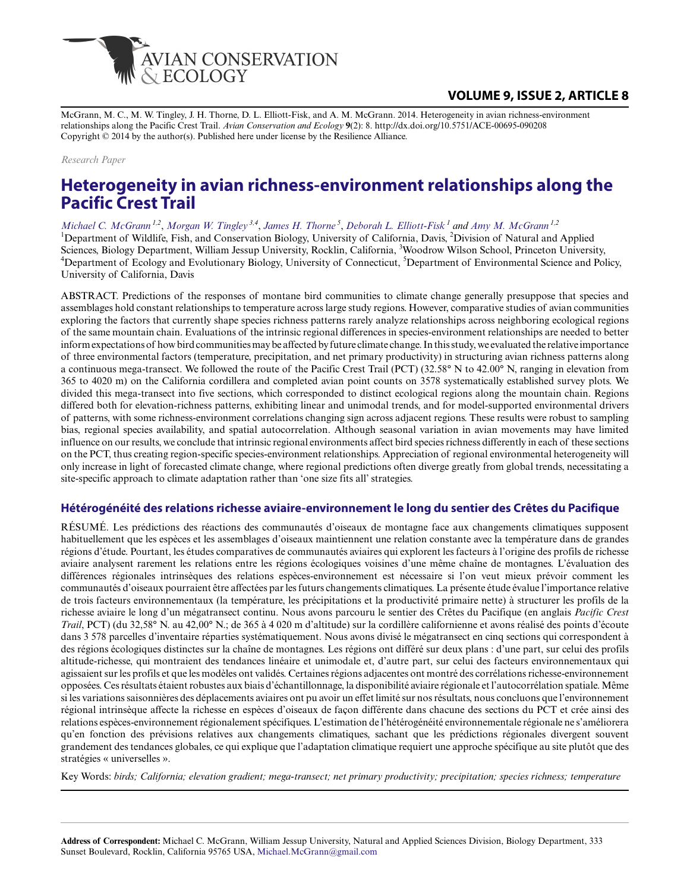McGrann, M. C., M. W. Tingley, J. H. Thorne, D. L. Elliott-Fisk, and A. M. McGrann. 2014. Heterogeneity in avian richness-environment relationships along the Pacific Crest Trail. *Avian Conservation and Ecology* **9**(2): 8. http://dx.doi.org/10.5751/ACE-00695-090208
Copyright © 2014 by the author(s). Published here under license by the Resilience Alliance.

*Research Paper*

# Heterogeneity in avian richness-environment relationships along the Pacific Crest Trail

*Michael C. McGrann*[1,2], *Morgan W. Tingley*[3,4], *James H. Thorne*[5], *Deborah L. Elliott-Fisk*[1] and *Amy M. McGrann*[1,2]

[1]Department of Wildlife, Fish, and Conservation Biology, University of California, Davis, [2]Division of Natural and Applied Sciences, Biology Department, William Jessup University, Rocklin, California, [3]Woodrow Wilson School, Princeton University, [4]Department of Ecology and Evolutionary Biology, University of Connecticut, [5]Department of Environmental Science and Policy, University of California, Davis

ABSTRACT. Predictions of the responses of montane bird communities to climate change generally presuppose that species and assemblages hold constant relationships to temperature across large study regions. However, comparative studies of avian communities exploring the factors that currently shape species richness patterns rarely analyze relationships across neighboring ecological regions of the same mountain chain. Evaluations of the intrinsic regional differences in species-environment relationships are needed to better inform expectations of how bird communities may be affected by future climate change. In this study, we evaluated the relative importance of three environmental factors (temperature, precipitation, and net primary productivity) in structuring avian richness patterns along a continuous mega-transect. We followed the route of the Pacific Crest Trail (PCT) (32.58° N to 42.00° N, ranging in elevation from 365 to 4020 m) on the California cordillera and completed avian point counts on 3578 systematically established survey plots. We divided this mega-transect into five sections, which corresponded to distinct ecological regions along the mountain chain. Regions differed both for elevation-richness patterns, exhibiting linear and unimodal trends, and for model-supported environmental drivers of patterns, with some richness-environment correlations changing sign across adjacent regions. These results were robust to sampling bias, regional species availability, and spatial autocorrelation. Although seasonal variation in avian movements may have limited influence on our results, we conclude that intrinsic regional environments affect bird species richness differently in each of these sections on the PCT, thus creating region-specific species-environment relationships. Appreciation of regional environmental heterogeneity will only increase in light of forecasted climate change, where regional predictions often diverge greatly from global trends, necessitating a site-specific approach to climate adaptation rather than 'one size fits all' strategies.

## Hétérogénéité des relations richesse aviaire-environnement le long du sentier des Crêtes du Pacifique

RÉSUMÉ. Les prédictions des réactions des communautés d'oiseaux de montagne face aux changements climatiques supposent habituellement que les espèces et les assemblages d'oiseaux maintiennent une relation constante avec la température dans de grandes régions d'étude. Pourtant, les études comparatives de communautés aviaires qui explorent les facteurs à l'origine des profils de richesse aviaire analysent rarement les relations entre les régions écologiques voisines d'une même chaîne de montagnes. L'évaluation des différences régionales intrinsèques des relations espèces-environnement est nécessaire si l'on veut mieux prévoir comment les communautés d'oiseaux pourraient être affectées par les futurs changements climatiques. La présente étude évalue l'importance relative de trois facteurs environnementaux (la température, les précipitations et la productivité primaire nette) à structurer les profils de la richesse aviaire le long d'un mégatransect continu. Nous avons parcouru le sentier des Crêtes du Pacifique (en anglais *Pacific Crest Trail*, PCT) (du 32,58° N. au 42,00° N.; de 365 à 4 020 m d'altitude) sur la cordillère californienne et avons réalisé des points d'écoute dans 3 578 parcelles d'inventaire réparties systématiquement. Nous avons divisé le mégatransect en cinq sections qui correspondent à des régions écologiques distinctes sur la chaîne de montagnes. Les régions ont différé sur deux plans : d'une part, sur celui des profils altitude-richesse, qui montraient des tendances linéaire et unimodale et, d'autre part, sur celui des facteurs environnementaux qui agissaient sur les profils et que les modèles ont validés. Certaines régions adjacentes ont montré des corrélations richesse-environnement opposées. Ces résultats étaient robustes aux biais d'échantillonnage, la disponibilité aviaire régionale et l'autocorrélation spatiale. Même si les variations saisonnières des déplacements aviaires ont pu avoir un effet limité sur nos résultats, nous concluons que l'environnement régional intrinsèque affecte la richesse en espèces d'oiseaux de façon différente dans chacune des sections du PCT et crée ainsi des relations espèces-environnement régionalement spécifiques. L'estimation de l'hétérogénéité environnementale régionale ne s'améliorera qu'en fonction des prévisions relatives aux changements climatiques, sachant que les prédictions régionales divergent souvent grandement des tendances globales, ce qui explique que l'adaptation climatique requiert une approche spécifique au site plutôt que des stratégies « universelles ».

Key Words: *birds; California; elevation gradient; mega-transect; net primary productivity; precipitation; species richness; temperature*

**Address of Correspondent:** Michael C. McGrann, William Jessup University, Natural and Applied Sciences Division, Biology Department, 333 Sunset Boulevard, Rocklin, California 95765 USA, Michael.McGrann@gmail.com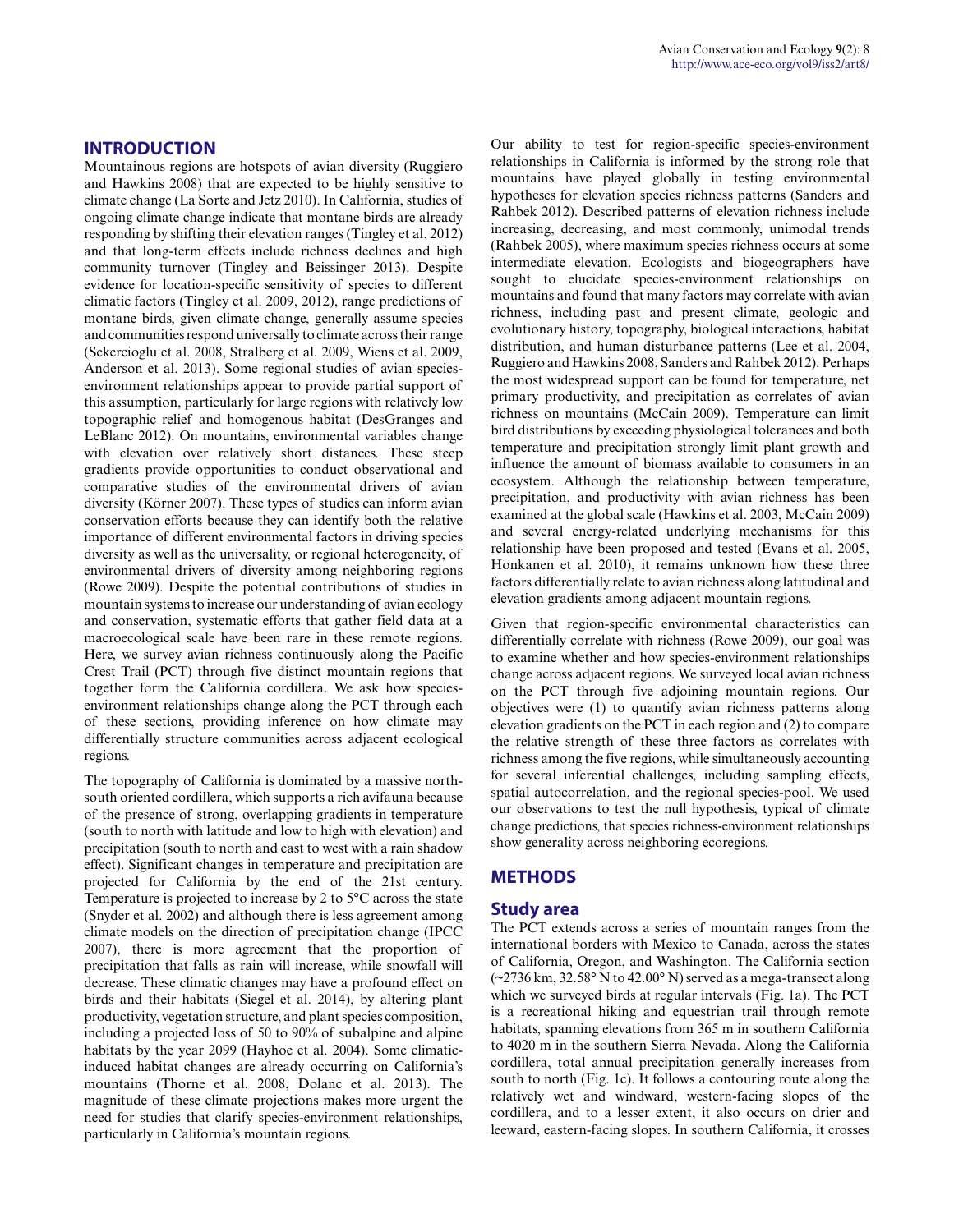## INTRODUCTION

Mountainous regions are hotspots of avian diversity (Ruggiero and Hawkins 2008) that are expected to be highly sensitive to climate change (La Sorte and Jetz 2010). In California, studies of ongoing climate change indicate that montane birds are already responding by shifting their elevation ranges (Tingley et al. 2012) and that long-term effects include richness declines and high community turnover (Tingley and Beissinger 2013). Despite evidence for location-specific sensitivity of species to different climatic factors (Tingley et al. 2009, 2012), range predictions of montane birds, given climate change, generally assume species and communities respond universally to climate across their range (Sekercioglu et al. 2008, Stralberg et al. 2009, Wiens et al. 2009, Anderson et al. 2013). Some regional studies of avian species-environment relationships appear to provide partial support of this assumption, particularly for large regions with relatively low topographic relief and homogenous habitat (DesGranges and LeBlanc 2012). On mountains, environmental variables change with elevation over relatively short distances. These steep gradients provide opportunities to conduct observational and comparative studies of the environmental drivers of avian diversity (Körner 2007). These types of studies can inform avian conservation efforts because they can identify both the relative importance of different environmental factors in driving species diversity as well as the universality, or regional heterogeneity, of environmental drivers of diversity among neighboring regions (Rowe 2009). Despite the potential contributions of studies in mountain systems to increase our understanding of avian ecology and conservation, systematic efforts that gather field data at a macroecological scale have been rare in these remote regions. Here, we survey avian richness continuously along the Pacific Crest Trail (PCT) through five distinct mountain regions that together form the California cordillera. We ask how species-environment relationships change along the PCT through each of these sections, providing inference on how climate may differentially structure communities across adjacent ecological regions.

The topography of California is dominated by a massive north-south oriented cordillera, which supports a rich avifauna because of the presence of strong, overlapping gradients in temperature (south to north with latitude and low to high with elevation) and precipitation (south to north and east to west with a rain shadow effect). Significant changes in temperature and precipitation are projected for California by the end of the 21st century. Temperature is projected to increase by 2 to 5°C across the state (Snyder et al. 2002) and although there is less agreement among climate models on the direction of precipitation change (IPCC 2007), there is more agreement that the proportion of precipitation that falls as rain will increase, while snowfall will decrease. These climatic changes may have a profound effect on birds and their habitats (Siegel et al. 2014), by altering plant productivity, vegetation structure, and plant species composition, including a projected loss of 50 to 90% of subalpine and alpine habitats by the year 2099 (Hayhoe et al. 2004). Some climatic-induced habitat changes are already occurring on California's mountains (Thorne et al. 2008, Dolanc et al. 2013). The magnitude of these climate projections makes more urgent the need for studies that clarify species-environment relationships, particularly in California's mountain regions.

Our ability to test for region-specific species-environment relationships in California is informed by the strong role that mountains have played globally in testing environmental hypotheses for elevation species richness patterns (Sanders and Rahbek 2012). Described patterns of elevation richness include increasing, decreasing, and most commonly, unimodal trends (Rahbek 2005), where maximum species richness occurs at some intermediate elevation. Ecologists and biogeographers have sought to elucidate species-environment relationships on mountains and found that many factors may correlate with avian richness, including past and present climate, geologic and evolutionary history, topography, biological interactions, habitat distribution, and human disturbance patterns (Lee et al. 2004, Ruggiero and Hawkins 2008, Sanders and Rahbek 2012). Perhaps the most widespread support can be found for temperature, net primary productivity, and precipitation as correlates of avian richness on mountains (McCain 2009). Temperature can limit bird distributions by exceeding physiological tolerances and both temperature and precipitation strongly limit plant growth and influence the amount of biomass available to consumers in an ecosystem. Although the relationship between temperature, precipitation, and productivity with avian richness has been examined at the global scale (Hawkins et al. 2003, McCain 2009) and several energy-related underlying mechanisms for this relationship have been proposed and tested (Evans et al. 2005, Honkanen et al. 2010), it remains unknown how these three factors differentially relate to avian richness along latitudinal and elevation gradients among adjacent mountain regions.

Given that region-specific environmental characteristics can differentially correlate with richness (Rowe 2009), our goal was to examine whether and how species-environment relationships change across adjacent regions. We surveyed local avian richness on the PCT through five adjoining mountain regions. Our objectives were (1) to quantify avian richness patterns along elevation gradients on the PCT in each region and (2) to compare the relative strength of these three factors as correlates with richness among the five regions, while simultaneously accounting for several inferential challenges, including sampling effects, spatial autocorrelation, and the regional species-pool. We used our observations to test the null hypothesis, typical of climate change predictions, that species richness-environment relationships show generality across neighboring ecoregions.

## METHODS

### Study area

The PCT extends across a series of mountain ranges from the international borders with Mexico to Canada, across the states of California, Oregon, and Washington. The California section (~2736 km, 32.58° N to 42.00° N) served as a mega-transect along which we surveyed birds at regular intervals (Fig. 1a). The PCT is a recreational hiking and equestrian trail through remote habitats, spanning elevations from 365 m in southern California to 4020 m in the southern Sierra Nevada. Along the California cordillera, total annual precipitation generally increases from south to north (Fig. 1c). It follows a contouring route along the relatively wet and windward, western-facing slopes of the cordillera, and to a lesser extent, it also occurs on drier and leeward, eastern-facing slopes. In southern California, it crosses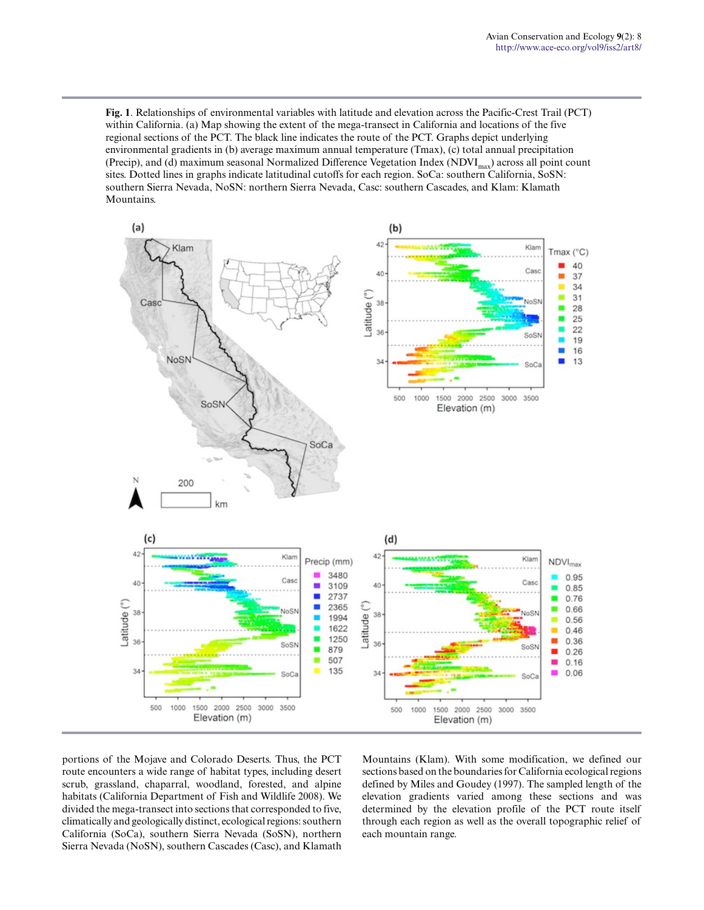**Fig. 1**. Relationships of environmental variables with latitude and elevation across the Pacific-Crest Trail (PCT) within California. (a) Map showing the extent of the mega-transect in California and locations of the five regional sections of the PCT. The black line indicates the route of the PCT. Graphs depict underlying environmental gradients in (b) average maximum annual temperature (Tmax), (c) total annual precipitation (Precip), and (d) maximum seasonal Normalized Difference Vegetation Index ($NDVI_{max}$) across all point count sites. Dotted lines in graphs indicate latitudinal cutoffs for each region. SoCa: southern California, SoSN: southern Sierra Nevada, NoSN: northern Sierra Nevada, Casc: southern Cascades, and Klam: Klamath Mountains.

portions of the Mojave and Colorado Deserts. Thus, the PCT route encounters a wide range of habitat types, including desert scrub, grassland, chaparral, woodland, forested, and alpine habitats (California Department of Fish and Wildlife 2008). We divided the mega-transect into sections that corresponded to five, climatically and geologically distinct, ecological regions: southern California (SoCa), southern Sierra Nevada (SoSN), northern Sierra Nevada (NoSN), southern Cascades (Casc), and Klamath Mountains (Klam). With some modification, we defined our sections based on the boundaries for California ecological regions defined by Miles and Goudey (1997). The sampled length of the elevation gradients varied among these sections and was determined by the elevation profile of the PCT route itself through each region as well as the overall topographic relief of each mountain range.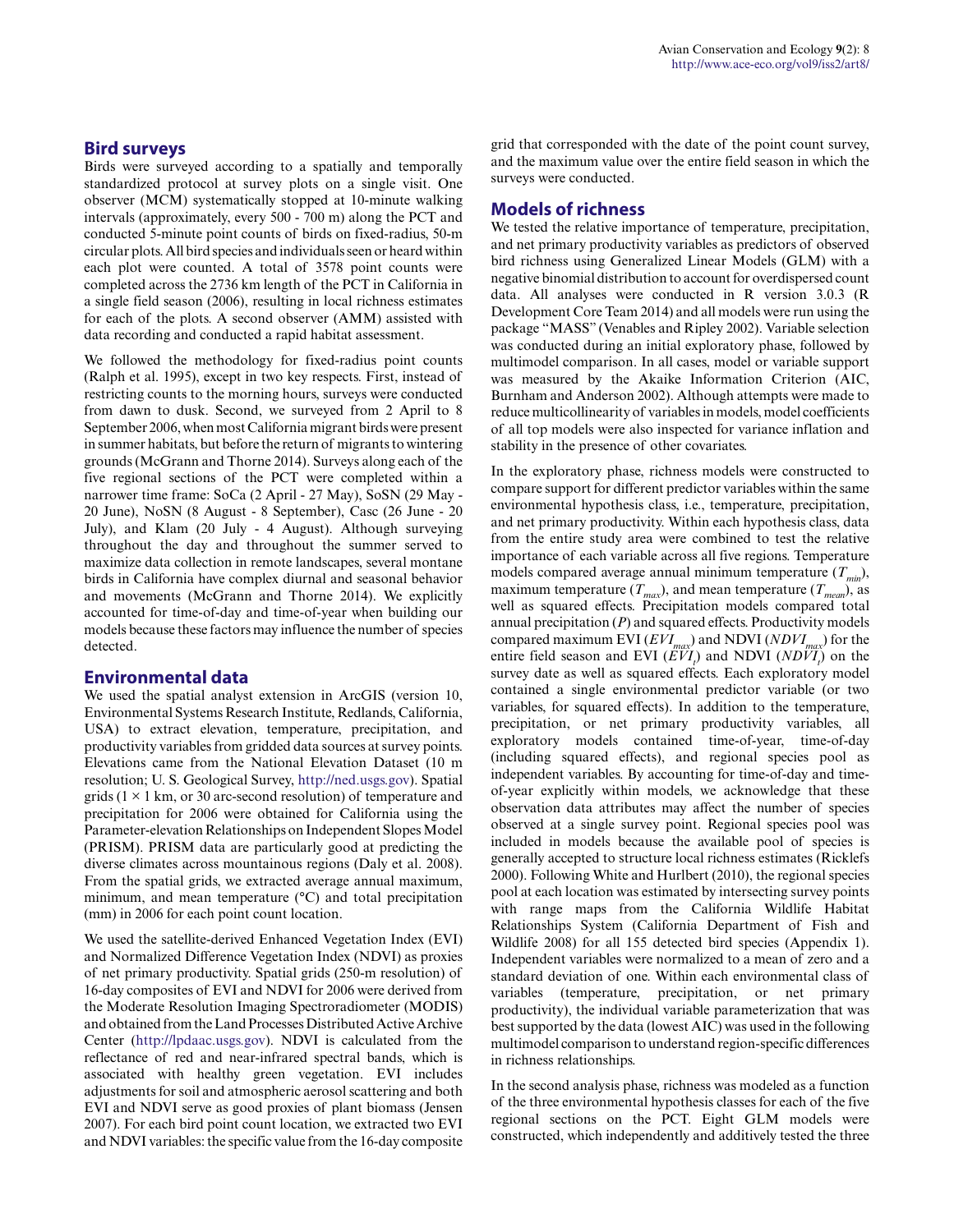## Bird surveys

Birds were surveyed according to a spatially and temporally standardized protocol at survey plots on a single visit. One observer (MCM) systematically stopped at 10-minute walking intervals (approximately, every 500 - 700 m) along the PCT and conducted 5-minute point counts of birds on fixed-radius, 50-m circular plots. All bird species and individuals seen or heard within each plot were counted. A total of 3578 point counts were completed across the 2736 km length of the PCT in California in a single field season (2006), resulting in local richness estimates for each of the plots. A second observer (AMM) assisted with data recording and conducted a rapid habitat assessment.

We followed the methodology for fixed-radius point counts (Ralph et al. 1995), except in two key respects. First, instead of restricting counts to the morning hours, surveys were conducted from dawn to dusk. Second, we surveyed from 2 April to 8 September 2006, when most California migrant birds were present in summer habitats, but before the return of migrants to wintering grounds (McGrann and Thorne 2014). Surveys along each of the five regional sections of the PCT were completed within a narrower time frame: SoCa (2 April - 27 May), SoSN (29 May - 20 June), NoSN (8 August - 8 September), Casc (26 June - 20 July), and Klam (20 July - 4 August). Although surveying throughout the day and throughout the summer served to maximize data collection in remote landscapes, several montane birds in California have complex diurnal and seasonal behavior and movements (McGrann and Thorne 2014). We explicitly accounted for time-of-day and time-of-year when building our models because these factors may influence the number of species detected.

## Environmental data

We used the spatial analyst extension in ArcGIS (version 10, Environmental Systems Research Institute, Redlands, California, USA) to extract elevation, temperature, precipitation, and productivity variables from gridded data sources at survey points. Elevations came from the National Elevation Dataset (10 m resolution; U. S. Geological Survey, http://ned.usgs.gov). Spatial grids (1 × 1 km, or 30 arc-second resolution) of temperature and precipitation for 2006 were obtained for California using the Parameter-elevation Relationships on Independent Slopes Model (PRISM). PRISM data are particularly good at predicting the diverse climates across mountainous regions (Daly et al. 2008). From the spatial grids, we extracted average annual maximum, minimum, and mean temperature (°C) and total precipitation (mm) in 2006 for each point count location.

We used the satellite-derived Enhanced Vegetation Index (EVI) and Normalized Difference Vegetation Index (NDVI) as proxies of net primary productivity. Spatial grids (250-m resolution) of 16-day composites of EVI and NDVI for 2006 were derived from the Moderate Resolution Imaging Spectroradiometer (MODIS) and obtained from the Land Processes Distributed Active Archive Center (http://lpdaac.usgs.gov). NDVI is calculated from the reflectance of red and near-infrared spectral bands, which is associated with healthy green vegetation. EVI includes adjustments for soil and atmospheric aerosol scattering and both EVI and NDVI serve as good proxies of plant biomass (Jensen 2007). For each bird point count location, we extracted two EVI and NDVI variables: the specific value from the 16-day composite grid that corresponded with the date of the point count survey, and the maximum value over the entire field season in which the surveys were conducted.

## Models of richness

We tested the relative importance of temperature, precipitation, and net primary productivity variables as predictors of observed bird richness using Generalized Linear Models (GLM) with a negative binomial distribution to account for overdispersed count data. All analyses were conducted in R version 3.0.3 (R Development Core Team 2014) and all models were run using the package "MASS" (Venables and Ripley 2002). Variable selection was conducted during an initial exploratory phase, followed by multimodel comparison. In all cases, model or variable support was measured by the Akaike Information Criterion (AIC, Burnham and Anderson 2002). Although attempts were made to reduce multicollinearity of variables in models, model coefficients of all top models were also inspected for variance inflation and stability in the presence of other covariates.

In the exploratory phase, richness models were constructed to compare support for different predictor variables within the same environmental hypothesis class, i.e., temperature, precipitation, and net primary productivity. Within each hypothesis class, data from the entire study area were combined to test the relative importance of each variable across all five regions. Temperature models compared average annual minimum temperature ($T_{min}$), maximum temperature ($T_{max}$), and mean temperature ($T_{mean}$), as well as squared effects. Precipitation models compared total annual precipitation ($P$) and squared effects. Productivity models compared maximum EVI ($EVI_{max}$) and NDVI ($NDVI_{max}$) for the entire field season and EVI ($EVI_t$) and NDVI ($NDVI_t$) on the survey date as well as squared effects. Each exploratory model contained a single environmental predictor variable (or two variables, for squared effects). In addition to the temperature, precipitation, or net primary productivity variables, all exploratory models contained time-of-year, time-of-day (including squared effects), and regional species pool as independent variables. By accounting for time-of-day and time-of-year explicitly within models, we acknowledge that these observation data attributes may affect the number of species observed at a single survey point. Regional species pool was included in models because the available pool of species is generally accepted to structure local richness estimates (Ricklefs 2000). Following White and Hurlbert (2010), the regional species pool at each location was estimated by intersecting survey points with range maps from the California Wildlife Habitat Relationships System (California Department of Fish and Wildlife 2008) for all 155 detected bird species (Appendix 1). Independent variables were normalized to a mean of zero and a standard deviation of one. Within each environmental class of variables (temperature, precipitation, or net primary productivity), the individual variable parameterization that was best supported by the data (lowest AIC) was used in the following multimodel comparison to understand region-specific differences in richness relationships.

In the second analysis phase, richness was modeled as a function of the three environmental hypothesis classes for each of the five regional sections on the PCT. Eight GLM models were constructed, which independently and additively tested the three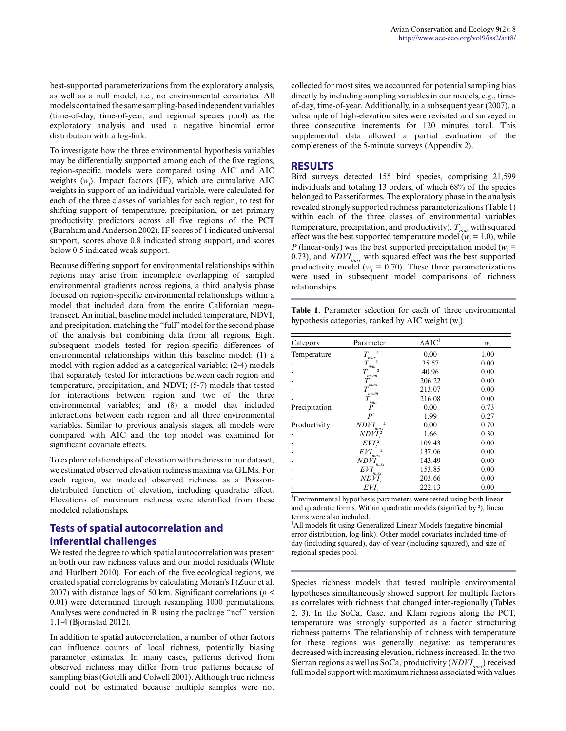best-supported parameterizations from the exploratory analysis, as well as a null model, i.e., no environmental covariates. All models contained the same sampling-based independent variables (time-of-day, time-of-year, and regional species pool) as the exploratory analysis and used a negative binomial error distribution with a log-link.

To investigate how the three environmental hypothesis variables may be differentially supported among each of the five regions, region-specific models were compared using AIC and AIC weights ($w_i$). Impact factors (IF), which are cumulative AIC weights in support of an individual variable, were calculated for each of the three classes of variables for each region, to test for shifting support of temperature, precipitation, or net primary productivity predictors across all five regions of the PCT (Burnham and Anderson 2002). IF scores of 1 indicated universal support, scores above 0.8 indicated strong support, and scores below 0.5 indicated weak support.

Because differing support for environmental relationships within regions may arise from incomplete overlapping of sampled environmental gradients across regions, a third analysis phase focused on region-specific environmental relationships within a model that included data from the entire Californian mega-transect. An initial, baseline model included temperature, NDVI, and precipitation, matching the "full" model for the second phase of the analysis but combining data from all regions. Eight subsequent models tested for region-specific differences of environmental relationships within this baseline model: (1) a model with region added as a categorical variable; (2-4) models that separately tested for interactions between each region and temperature, precipitation, and NDVI; (5-7) models that tested for interactions between region and two of the three environmental variables; and (8) a model that included interactions between each region and all three environmental variables. Similar to previous analysis stages, all models were compared with AIC and the top model was examined for significant covariate effects.

To explore relationships of elevation with richness in our dataset, we estimated observed elevation richness maxima via GLMs. For each region, we modeled observed richness as a Poisson-distributed function of elevation, including quadratic effect. Elevations of maximum richness were identified from these modeled relationships.

## Tests of spatial autocorrelation and inferential challenges

We tested the degree to which spatial autocorrelation was present in both our raw richness values and our model residuals (White and Hurlbert 2010). For each of the five ecological regions, we created spatial correlograms by calculating Moran's I (Zuur et al. 2007) with distance lags of 50 km. Significant correlations ($p < 0.01$) were determined through resampling 1000 permutations. Analyses were conducted in R using the package "ncf" version 1.1-4 (Bjornstad 2012).

In addition to spatial autocorrelation, a number of other factors can influence counts of local richness, potentially biasing parameter estimates. In many cases, patterns derived from observed richness may differ from true patterns because of sampling bias (Gotelli and Colwell 2001). Although true richness could not be estimated because multiple samples were not collected for most sites, we accounted for potential sampling bias directly by including sampling variables in our models, e.g., time-of-day, time-of-year. Additionally, in a subsequent year (2007), a subsample of high-elevation sites were revisited and surveyed in three consecutive increments for 120 minutes total. This supplemental data allowed a partial evaluation of the completeness of the 5-minute surveys (Appendix 2).

## RESULTS

Bird surveys detected 155 bird species, comprising 21,599 individuals and totaling 13 orders, of which 68% of the species belonged to Passeriformes. The exploratory phase in the analysis revealed strongly supported richness parameterizations (Table 1) within each of the three classes of environmental variables (temperature, precipitation, and productivity). $T_{max}$ with squared effect was the best supported temperature model ($w_i = 1.0$), while $P$ (linear-only) was the best supported precipitation model ($w_i = 0.73$), and $NDVI_{max}$ with squared effect was the best supported productivity model ($w_i = 0.70$). These three parameterizations were used in subsequent model comparisons of richness relationships.

**Table 1**. Parameter selection for each of three environmental hypothesis categories, ranked by AIC weight ($w_i$).

| Category | Parameter[†] | ΔAIC[‡] | $w_i$ |
|---|---|---|---|
| Temperature | $T_{max}^2$ | 0.00 | 1.00 |
| - | $T_{min}^2$ | 35.57 | 0.00 |
| - | $T_{mean}^2$ | 40.96 | 0.00 |
| - | $T_{max}$ | 206.22 | 0.00 |
| - | $T_{mean}$ | 213.07 | 0.00 |
| - | $T_{min}$ | 216.08 | 0.00 |
| Precipitation | $P$ | 0.00 | 0.73 |
| - | $P^2$ | 1.99 | 0.27 |
| Productivity | $NDVI_{max}^2$ | 0.00 | 0.70 |
| - | $NDVI_t^2$ | 1.66 | 0.30 |
| - | $EVI_t^2$ | 109.43 | 0.00 |
| - | $EVI_{max}^2$ | 137.06 | 0.00 |
| - | $NDVI_{max}$ | 143.49 | 0.00 |
| - | $EVI_{max}$ | 153.85 | 0.00 |
| - | $NDVI_t$ | 203.66 | 0.00 |
| - | $EVI_t$ | 222.13 | 0.00 |

[†]Environmental hypothesis parameters were tested using both linear and quadratic forms. Within quadratic models (signified by ²), linear terms were also included.
[‡]All models fit using Generalized Linear Models (negative binomial error distribution, log-link). Other model covariates included time-of-day (including squared), day-of-year (including squared), and size of regional species pool.

Species richness models that tested multiple environmental hypotheses simultaneously showed support for multiple factors as correlates with richness that changed inter-regionally (Tables 2, 3). In the SoCa, Casc, and Klam regions along the PCT, temperature was strongly supported as a factor structuring richness patterns. The relationship of richness with temperature for these regions was generally negative: as temperatures decreased with increasing elevation, richness increased. In the two Sierran regions as well as SoCa, productivity ($NDVI_{max}$) received full model support with maximum richness associated with values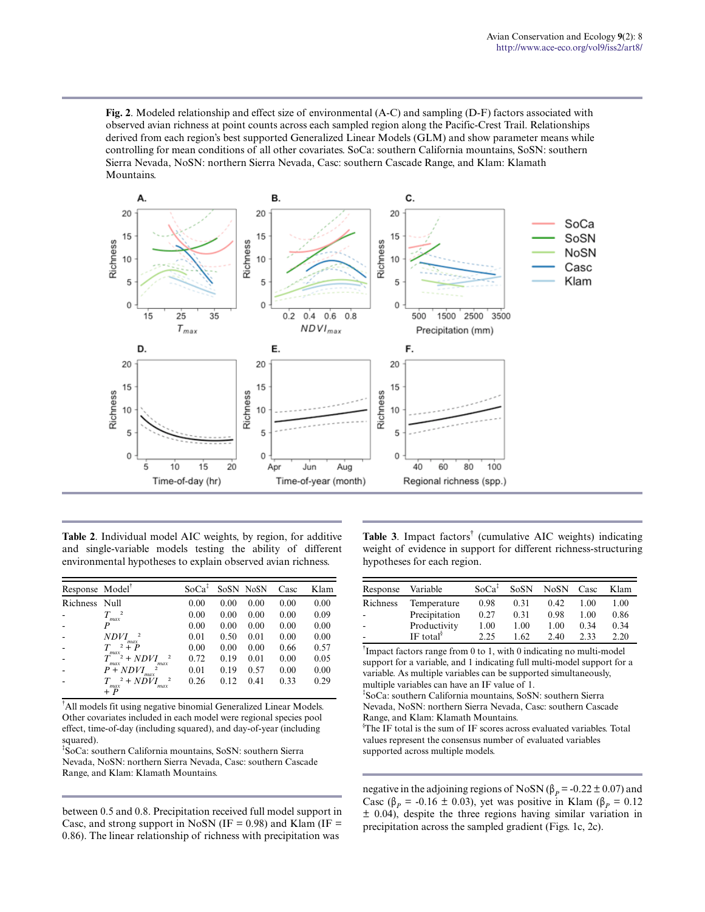**Fig. 2**. Modeled relationship and effect size of environmental (A-C) and sampling (D-F) factors associated with observed avian richness at point counts across each sampled region along the Pacific-Crest Trail. Relationships derived from each region's best supported Generalized Linear Models (GLM) and show parameter means while controlling for mean conditions of all other covariates. SoCa: southern California mountains, SoSN: southern Sierra Nevada, NoSN: northern Sierra Nevada, Casc: southern Cascade Range, and Klam: Klamath Mountains.

**Table 2**. Individual model AIC weights, by region, for additive and single-variable models testing the ability of different environmental hypotheses to explain observed avian richness.

| Response | Model[†] | SoCa[‡] | SoSN | NoSN | Casc | Klam |
|---|---|---|---|---|---|---|
| Richness | Null | 0.00 | 0.00 | 0.00 | 0.00 | 0.00 |
| - | $T_{max}^2$ | 0.00 | 0.00 | 0.00 | 0.00 | 0.09 |
| - | $P$ | 0.00 | 0.00 | 0.00 | 0.00 | 0.00 |
| - | $NDVI_{max}^2$ | 0.01 | 0.50 | 0.01 | 0.00 | 0.00 |
| - | $T_{max}^2 + P$ | 0.00 | 0.00 | 0.00 | 0.66 | 0.57 |
| - | $T_{max}^2 + NDVI_{max}^2$ | 0.72 | 0.19 | 0.01 | 0.00 | 0.05 |
| - | $P + NDVI_{max}^2$ | 0.01 | 0.19 | 0.57 | 0.00 | 0.00 |
| - | $T_{max}^2 + NDVI_{max}^2 + P$ | 0.26 | 0.12 | 0.41 | 0.33 | 0.29 |

[†]All models fit using negative binomial Generalized Linear Models. Other covariates included in each model were regional species pool effect, time-of-day (including squared), and day-of-year (including squared).
[‡]SoCa: southern California mountains, SoSN: southern Sierra Nevada, NoSN: northern Sierra Nevada, Casc: southern Cascade Range, and Klam: Klamath Mountains.

between 0.5 and 0.8. Precipitation received full model support in Casc, and strong support in NoSN (IF = 0.98) and Klam (IF = 0.86). The linear relationship of richness with precipitation was negative in the adjoining regions of NoSN ($\beta_P = -0.22 \pm 0.07$) and Casc ($\beta_P = -0.16 \pm 0.03$), yet was positive in Klam ($\beta_P = 0.12 \pm 0.04$), despite the three regions having similar variation in precipitation across the sampled gradient (Figs. 1c, 2c).

**Table 3**. Impact factors[†] (cumulative AIC weights) indicating weight of evidence in support for different richness-structuring hypotheses for each region.

| Response | Variable | SoCa[‡] | SoSN | NoSN | Casc | Klam |
|---|---|---|---|---|---|---|
| Richness | Temperature | 0.98 | 0.31 | 0.42 | 1.00 | 1.00 |
| - | Precipitation | 0.27 | 0.31 | 0.98 | 1.00 | 0.86 |
| - | Productivity | 1.00 | 1.00 | 1.00 | 0.34 | 0.34 |
| - | IF total[§] | 2.25 | 1.62 | 2.40 | 2.33 | 2.20 |

[†]Impact factors range from 0 to 1, with 0 indicating no multi-model support for a variable, and 1 indicating full multi-model support for a variable. As multiple variables can be supported simultaneously, multiple variables can have an IF value of 1.
[‡]SoCa: southern California mountains, SoSN: southern Sierra Nevada, NoSN: northern Sierra Nevada, Casc: southern Cascade Range, and Klam: Klamath Mountains.
[§]The IF total is the sum of IF scores across evaluated variables. Total values represent the consensus number of evaluated variables supported across multiple models.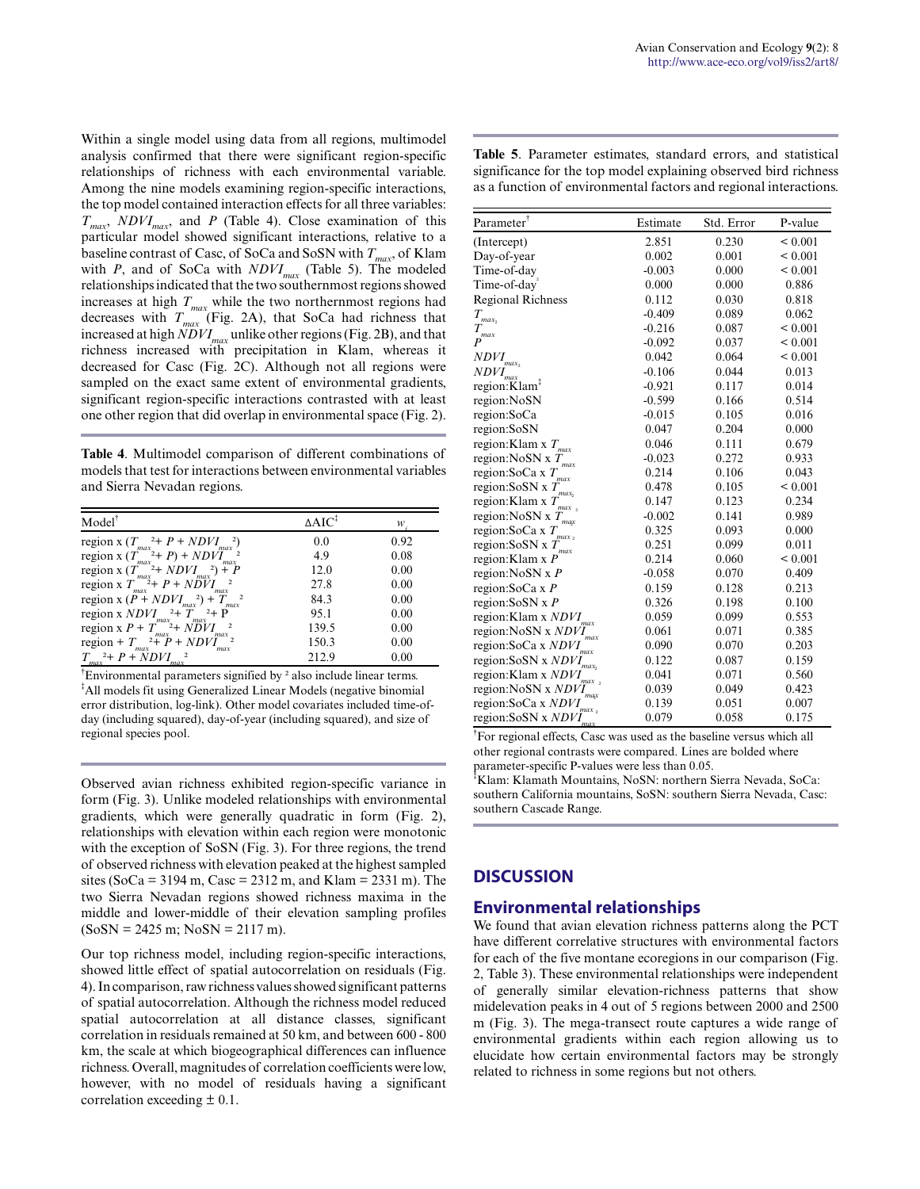Within a single model using data from all regions, multimodel analysis confirmed that there were significant region-specific relationships of richness with each environmental variable. Among the nine models examining region-specific interactions, the top model contained interaction effects for all three variables: $T_{max}$, $NDVI_{max}$, and $P$ (Table 4). Close examination of this particular model showed significant interactions, relative to a baseline contrast of Casc, of SoCa and SoSN with $T_{max}$, of Klam with $P$, and of SoCa with $NDVI_{max}$ (Table 5). The modeled relationships indicated that the two southernmost regions showed increases at high $T_{max}$ while the two northernmost regions had decreases with $T_{max}$ (Fig. 2A), that SoCa had richness that increased at high $NDVI_{max}$ unlike other regions (Fig. 2B), and that richness increased with precipitation in Klam, whereas it decreased for Casc (Fig. 2C). Although not all regions were sampled on the exact same extent of environmental gradients, significant region-specific interactions contrasted with at least one other region that did overlap in environmental space (Fig. 2).

**Table 4**. Multimodel comparison of different combinations of models that test for interactions between environmental variables and Sierra Nevadan regions.

| Model[†] | ΔAIC[‡] | $w_i$ |
|---|---|---|
| region x ($T_{max}{}^2$+ $P$ + $NDVI_{max}{}^2$) | 0.0 | 0.92 |
| region x ($T_{max}{}^2$+ $P$) + $NDVI_{max}{}^2$ | 4.9 | 0.08 |
| region x ($T_{max}{}^2$+ $NDVI_{max}{}^2$) + $P$ | 12.0 | 0.00 |
| region x $T_{max}{}^2$+ $P$ + $NDVI_{max}{}^2$ | 27.8 | 0.00 |
| region x ($P$ + $NDVI_{max}{}^2$) + $T_{max}{}^2$ | 84.3 | 0.00 |
| region x $NDVI_{max}{}^2$+ $T_{max}{}^2$+ P | 95.1 | 0.00 |
| region x $P$ + $T_{max}{}^2$+ $NDVI_{max}{}^2$ | 139.5 | 0.00 |
| region + $T_{max}{}^2$+ $P$ + $NDVI_{max}{}^2$ | 150.3 | 0.00 |
| $T_{max}{}^2$+ $P$ + $NDVI_{max}{}^2$ | 212.9 | 0.00 |

[†]Environmental parameters signified by ² also include linear terms.
[‡]All models fit using Generalized Linear Models (negative binomial error distribution, log-link). Other model covariates included time-of-day (including squared), day-of-year (including squared), and size of regional species pool.

Observed avian richness exhibited region-specific variance in form (Fig. 3). Unlike modeled relationships with environmental gradients, which were generally quadratic in form (Fig. 2), relationships with elevation within each region were monotonic with the exception of SoSN (Fig. 3). For three regions, the trend of observed richness with elevation peaked at the highest sampled sites (SoCa = 3194 m, Casc = 2312 m, and Klam = 2331 m). The two Sierra Nevadan regions showed richness maxima in the middle and lower-middle of their elevation sampling profiles (SoSN = 2425 m; NoSN = 2117 m).

Our top richness model, including region-specific interactions, showed little effect of spatial autocorrelation on residuals (Fig. 4). In comparison, raw richness values showed significant patterns of spatial autocorrelation. Although the richness model reduced spatial autocorrelation at all distance classes, significant correlation in residuals remained at 50 km, and between 600 - 800 km, the scale at which biogeographical differences can influence richness. Overall, magnitudes of correlation coefficients were low, however, with no model of residuals having a significant correlation exceeding ± 0.1.

**Table 5**. Parameter estimates, standard errors, and statistical significance for the top model explaining observed bird richness as a function of environmental factors and regional interactions.

| Parameter[†] | Estimate | Std. Error | P-value |
|---|---|---|---|
| (Intercept) | 2.851 | 0.230 | < 0.001 |
| Day-of-year | 0.002 | 0.001 | < 0.001 |
| Time-of-day | -0.003 | 0.000 | < 0.001 |
| Time-of-day² | 0.000 | 0.000 | 0.886 |
| Regional Richness | 0.112 | 0.030 | 0.818 |
| $T_{max_2}$ | -0.409 | 0.089 | 0.062 |
| $T_{max}$ | -0.216 | 0.087 | < 0.001 |
| $P$ | -0.092 | 0.037 | < 0.001 |
| $NDVI_{max_2}$ | 0.042 | 0.064 | < 0.001 |
| $NDVI_{max}$ | -0.106 | 0.044 | 0.013 |
| region:Klam[‡] | -0.921 | 0.117 | 0.014 |
| region:NoSN | -0.599 | 0.166 | 0.514 |
| region:SoCa | -0.015 | 0.105 | 0.016 |
| region:SoSN | 0.047 | 0.204 | 0.000 |
| region:Klam x $T_{max}$ | 0.046 | 0.111 | 0.679 |
| region:NoSN x $T_{max}$ | -0.023 | 0.272 | 0.933 |
| region:SoCa x $T_{max}$ | 0.214 | 0.106 | 0.043 |
| region:SoSN x $T_{max_2}$ | 0.478 | 0.105 | < 0.001 |
| region:Klam x $T_{max}{}^2$ | 0.147 | 0.123 | 0.234 |
| region:NoSN x $T_{max}$ | -0.002 | 0.141 | 0.989 |
| region:SoCa x $T_{max}{}^2$ | 0.325 | 0.093 | 0.000 |
| region:SoSN x $T_{max}$ | 0.251 | 0.099 | 0.011 |
| region:Klam x $P$ | 0.214 | 0.060 | < 0.001 |
| region:NoSN x $P$ | -0.058 | 0.070 | 0.409 |
| region:SoCa x $P$ | 0.159 | 0.128 | 0.213 |
| region:SoSN x $P$ | 0.326 | 0.198 | 0.100 |
| region:Klam x $NDVI_{max}$ | 0.059 | 0.099 | 0.553 |
| region:NoSN x $NDVI_{max}$ | 0.061 | 0.071 | 0.385 |
| region:SoCa x $NDVI_{max}$ | 0.090 | 0.070 | 0.203 |
| region:SoSN x $NDVI_{max_2}$ | 0.122 | 0.087 | 0.159 |
| region:Klam x $NDVI_{max}{}^2$ | 0.041 | 0.071 | 0.560 |
| region:NoSN x $NDVI_{max}$ | 0.039 | 0.049 | 0.423 |
| region:SoCa x $NDVI_{max}{}^2$ | 0.139 | 0.051 | 0.007 |
| region:SoSN x $NDVI_{max}$ | 0.079 | 0.058 | 0.175 |

[†]For regional effects, Casc was used as the baseline versus which all other regional contrasts were compared. Lines are bolded where parameter-specific P-values were less than 0.05.
[‡]Klam: Klamath Mountains, NoSN: northern Sierra Nevada, SoCa: southern California mountains, SoSN: southern Sierra Nevada, Casc: southern Cascade Range.

# DISCUSSION

## Environmental relationships

We found that avian elevation richness patterns along the PCT have different correlative structures with environmental factors for each of the five montane ecoregions in our comparison (Fig. 2, Table 3). These environmental relationships were independent of generally similar elevation-richness patterns that show midelevation peaks in 4 out of 5 regions between 2000 and 2500 m (Fig. 3). The mega-transect route captures a wide range of environmental gradients within each region allowing us to elucidate how certain environmental factors may be strongly related to richness in some regions but not others.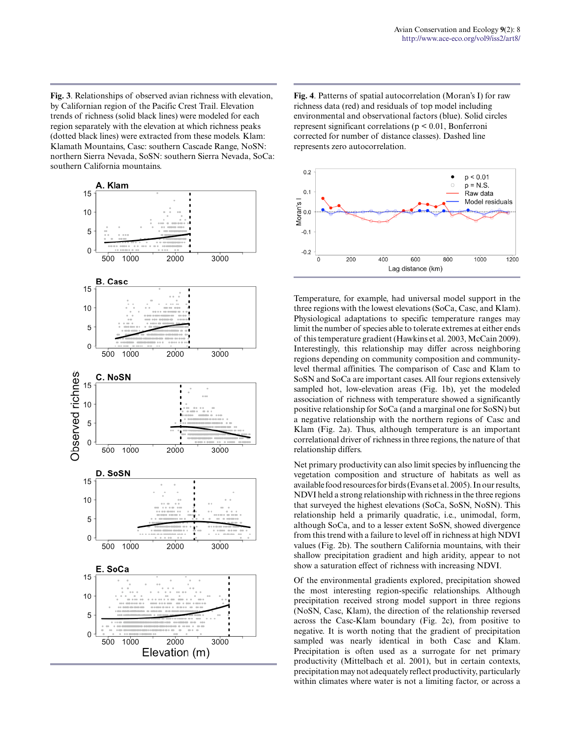**Fig. 3**. Relationships of observed avian richness with elevation, by Californian region of the Pacific Crest Trail. Elevation trends of richness (solid black lines) were modeled for each region separately with the elevation at which richness peaks (dotted black lines) were extracted from these models. Klam: Klamath Mountains, Casc: southern Cascade Range, NoSN: northern Sierra Nevada, SoSN: southern Sierra Nevada, SoCa: southern California mountains.

**Fig. 4**. Patterns of spatial autocorrelation (Moran's I) for raw richness data (red) and residuals of top model including environmental and observational factors (blue). Solid circles represent significant correlations ($p < 0.01$, Bonferroni corrected for number of distance classes). Dashed line represents zero autocorrelation.

Temperature, for example, had universal model support in the three regions with the lowest elevations (SoCa, Casc, and Klam). Physiological adaptations to specific temperature ranges may limit the number of species able to tolerate extremes at either ends of this temperature gradient (Hawkins et al. 2003, McCain 2009). Interestingly, this relationship may differ across neighboring regions depending on community composition and community-level thermal affinities. The comparison of Casc and Klam to SoSN and SoCa are important cases. All four regions extensively sampled hot, low-elevation areas (Fig. 1b), yet the modeled association of richness with temperature showed a significantly positive relationship for SoCa (and a marginal one for SoSN) but a negative relationship with the northern regions of Casc and Klam (Fig. 2a). Thus, although temperature is an important correlational driver of richness in three regions, the nature of that relationship differs.

Net primary productivity can also limit species by influencing the vegetation composition and structure of habitats as well as available food resources for birds (Evans et al. 2005). In our results, NDVI held a strong relationship with richness in the three regions that surveyed the highest elevations (SoCa, SoSN, NoSN). This relationship held a primarily quadratic, i.e., unimodal, form, although SoCa, and to a lesser extent SoSN, showed divergence from this trend with a failure to level off in richness at high NDVI values (Fig. 2b). The southern California mountains, with their shallow precipitation gradient and high aridity, appear to not show a saturation effect of richness with increasing NDVI.

Of the environmental gradients explored, precipitation showed the most interesting region-specific relationships. Although precipitation received strong model support in three regions (NoSN, Casc, Klam), the direction of the relationship reversed across the Casc-Klam boundary (Fig. 2c), from positive to negative. It is worth noting that the gradient of precipitation sampled was nearly identical in both Casc and Klam. Precipitation is often used as a surrogate for net primary productivity (Mittelbach et al. 2001), but in certain contexts, precipitation may not adequately reflect productivity, particularly within climates where water is not a limiting factor, or across a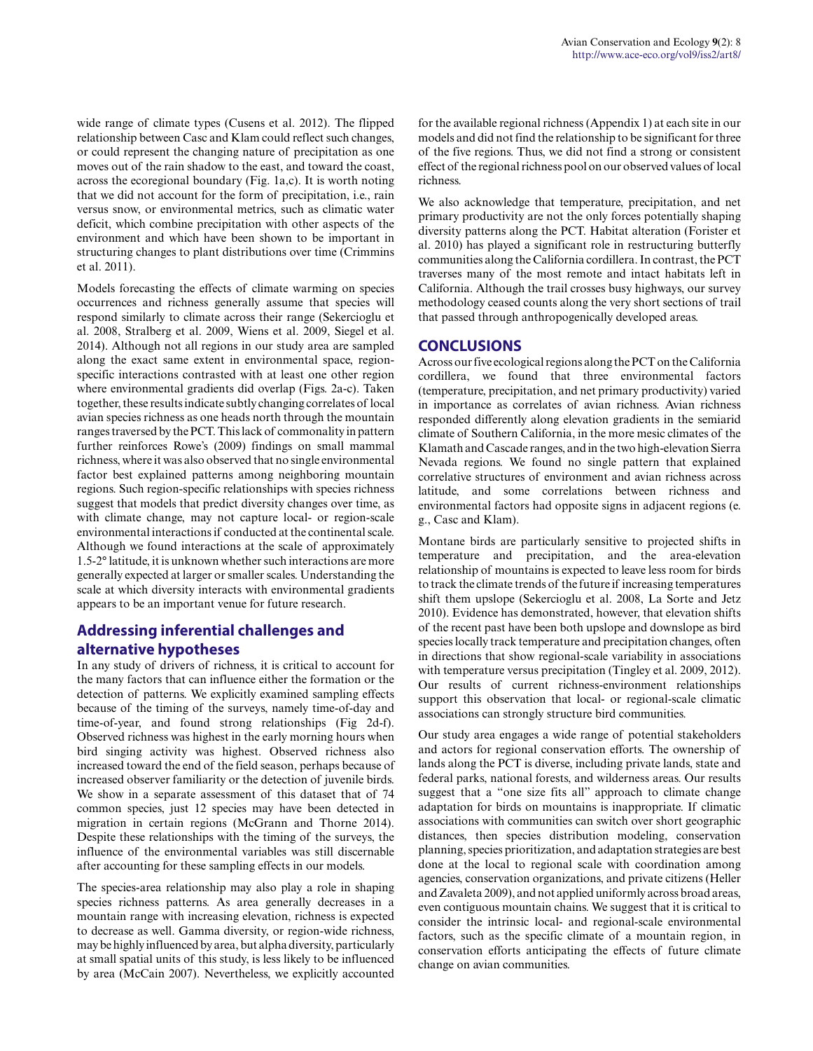wide range of climate types (Cusens et al. 2012). The flipped relationship between Casc and Klam could reflect such changes, or could represent the changing nature of precipitation as one moves out of the rain shadow to the east, and toward the coast, across the ecoregional boundary (Fig. 1a,c). It is worth noting that we did not account for the form of precipitation, i.e., rain versus snow, or environmental metrics, such as climatic water deficit, which combine precipitation with other aspects of the environment and which have been shown to be important in structuring changes to plant distributions over time (Crimmins et al. 2011).

Models forecasting the effects of climate warming on species occurrences and richness generally assume that species will respond similarly to climate across their range (Sekercioglu et al. 2008, Stralberg et al. 2009, Wiens et al. 2009, Siegel et al. 2014). Although not all regions in our study area are sampled along the exact same extent in environmental space, region-specific interactions contrasted with at least one other region where environmental gradients did overlap (Figs. 2a-c). Taken together, these results indicate subtly changing correlates of local avian species richness as one heads north through the mountain ranges traversed by the PCT. This lack of commonality in pattern further reinforces Rowe's (2009) findings on small mammal richness, where it was also observed that no single environmental factor best explained patterns among neighboring mountain regions. Such region-specific relationships with species richness suggest that models that predict diversity changes over time, as with climate change, may not capture local- or region-scale environmental interactions if conducted at the continental scale. Although we found interactions at the scale of approximately 1.5-2° latitude, it is unknown whether such interactions are more generally expected at larger or smaller scales. Understanding the scale at which diversity interacts with environmental gradients appears to be an important venue for future research.

## Addressing inferential challenges and alternative hypotheses

In any study of drivers of richness, it is critical to account for the many factors that can influence either the formation or the detection of patterns. We explicitly examined sampling effects because of the timing of the surveys, namely time-of-day and time-of-year, and found strong relationships (Fig 2d-f). Observed richness was highest in the early morning hours when bird singing activity was highest. Observed richness also increased toward the end of the field season, perhaps because of increased observer familiarity or the detection of juvenile birds. We show in a separate assessment of this dataset that of 74 common species, just 12 species may have been detected in migration in certain regions (McGrann and Thorne 2014). Despite these relationships with the timing of the surveys, the influence of the environmental variables was still discernable after accounting for these sampling effects in our models.

The species-area relationship may also play a role in shaping species richness patterns. As area generally decreases in a mountain range with increasing elevation, richness is expected to decrease as well. Gamma diversity, or region-wide richness, may be highly influenced by area, but alpha diversity, particularly at small spatial units of this study, is less likely to be influenced by area (McCain 2007). Nevertheless, we explicitly accounted for the available regional richness (Appendix 1) at each site in our models and did not find the relationship to be significant for three of the five regions. Thus, we did not find a strong or consistent effect of the regional richness pool on our observed values of local richness.

We also acknowledge that temperature, precipitation, and net primary productivity are not the only forces potentially shaping diversity patterns along the PCT. Habitat alteration (Forister et al. 2010) has played a significant role in restructuring butterfly communities along the California cordillera. In contrast, the PCT traverses many of the most remote and intact habitats left in California. Although the trail crosses busy highways, our survey methodology ceased counts along the very short sections of trail that passed through anthropogenically developed areas.

# CONCLUSIONS

Across our five ecological regions along the PCT on the California cordillera, we found that three environmental factors (temperature, precipitation, and net primary productivity) varied in importance as correlates of avian richness. Avian richness responded differently along elevation gradients in the semiarid climate of Southern California, in the more mesic climates of the Klamath and Cascade ranges, and in the two high-elevation Sierra Nevada regions. We found no single pattern that explained correlative structures of environment and avian richness across latitude, and some correlations between richness and environmental factors had opposite signs in adjacent regions (e.g., Casc and Klam).

Montane birds are particularly sensitive to projected shifts in temperature and precipitation, and the area-elevation relationship of mountains is expected to leave less room for birds to track the climate trends of the future if increasing temperatures shift them upslope (Sekercioglu et al. 2008, La Sorte and Jetz 2010). Evidence has demonstrated, however, that elevation shifts of the recent past have been both upslope and downslope as bird species locally track temperature and precipitation changes, often in directions that show regional-scale variability in associations with temperature versus precipitation (Tingley et al. 2009, 2012). Our results of current richness-environment relationships support this observation that local- or regional-scale climatic associations can strongly structure bird communities.

Our study area engages a wide range of potential stakeholders and actors for regional conservation efforts. The ownership of lands along the PCT is diverse, including private lands, state and federal parks, national forests, and wilderness areas. Our results suggest that a "one size fits all" approach to climate change adaptation for birds on mountains is inappropriate. If climatic associations with communities can switch over short geographic distances, then species distribution modeling, conservation planning, species prioritization, and adaptation strategies are best done at the local to regional scale with coordination among agencies, conservation organizations, and private citizens (Heller and Zavaleta 2009), and not applied uniformly across broad areas, even contiguous mountain chains. We suggest that it is critical to consider the intrinsic local- and regional-scale environmental factors, such as the specific climate of a mountain region, in conservation efforts anticipating the effects of future climate change on avian communities.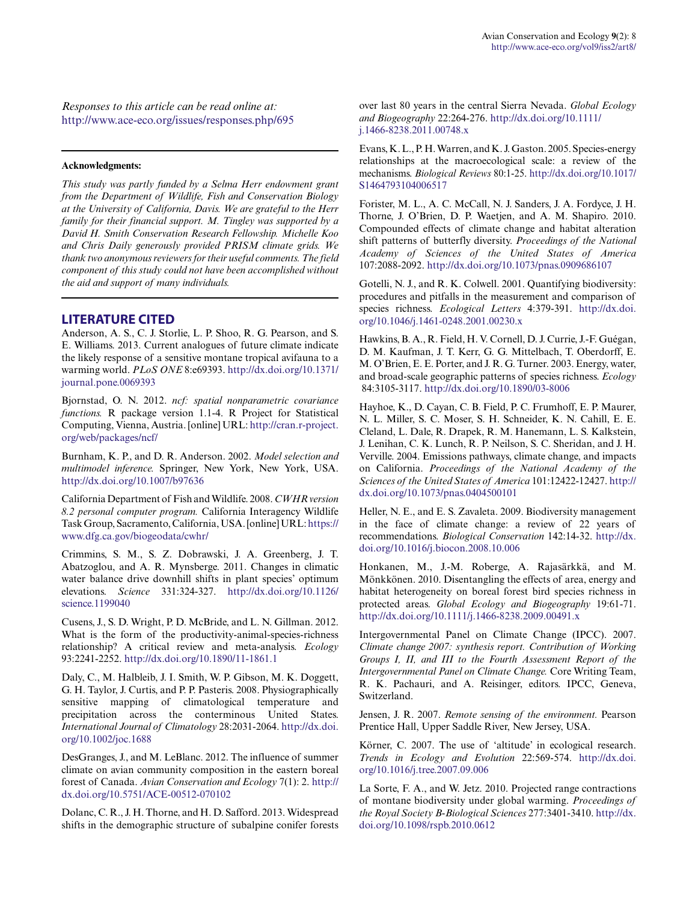*Responses to this article can be read online at:*
http://www.ace-eco.org/issues/responses.php/695

---

**Acknowledgments:**

*This study was partly funded by a Selma Herr endowment grant from the Department of Wildlife, Fish and Conservation Biology at the University of California, Davis. We are grateful to the Herr family for their financial support. M. Tingley was supported by a David H. Smith Conservation Research Fellowship. Michelle Koo and Chris Daily generously provided PRISM climate grids. We thank two anonymous reviewers for their useful comments. The field component of this study could not have been accomplished without the aid and support of many individuals.*

---

## LITERATURE CITED

Anderson, A. S., C. J. Storlie, L. P. Shoo, R. G. Pearson, and S. E. Williams. 2013. Current analogues of future climate indicate the likely response of a sensitive montane tropical avifauna to a warming world. *PLoS ONE* 8:e69393. http://dx.doi.org/10.1371/journal.pone.0069393

Bjornstad, O. N. 2012. *ncf: spatial nonparametric covariance functions.* R package version 1.1-4. R Project for Statistical Computing, Vienna, Austria. [online] URL: http://cran.r-project.org/web/packages/ncf/

Burnham, K. P., and D. R. Anderson. 2002. *Model selection and multimodel inference.* Springer, New York, New York, USA. http://dx.doi.org/10.1007/b97636

California Department of Fish and Wildlife. 2008. *CWHR version 8.2 personal computer program.* California Interagency Wildlife Task Group, Sacramento, California, USA. [online] URL: https://www.dfg.ca.gov/biogeodata/cwhr/

Crimmins, S. M., S. Z. Dobrawski, J. A. Greenberg, J. T. Abatzoglou, and A. R. Mynsberge. 2011. Changes in climatic water balance drive downhill shifts in plant species' optimum elevations. *Science* 331:324-327. http://dx.doi.org/10.1126/science.1199040

Cusens, J., S. D. Wright, P. D. McBride, and L. N. Gillman. 2012. What is the form of the productivity-animal-species-richness relationship? A critical review and meta-analysis. *Ecology* 93:2241-2252. http://dx.doi.org/10.1890/11-1861.1

Daly, C., M. Halbleib, J. I. Smith, W. P. Gibson, M. K. Doggett, G. H. Taylor, J. Curtis, and P. P. Pasteris. 2008. Physiographically sensitive mapping of climatological temperature and precipitation across the conterminous United States. *International Journal of Climatology* 28:2031-2064. http://dx.doi.org/10.1002/joc.1688

DesGranges, J., and M. LeBlanc. 2012. The influence of summer climate on avian community composition in the eastern boreal forest of Canada. *Avian Conservation and Ecology* 7(1): 2. http://dx.doi.org/10.5751/ACE-00512-070102

Dolanc, C. R., J. H. Thorne, and H. D. Safford. 2013. Widespread shifts in the demographic structure of subalpine conifer forests over last 80 years in the central Sierra Nevada. *Global Ecology and Biogeography* 22:264-276. http://dx.doi.org/10.1111/j.1466-8238.2011.00748.x

Evans, K. L., P. H. Warren, and K. J. Gaston. 2005. Species-energy relationships at the macroecological scale: a review of the mechanisms. *Biological Reviews* 80:1-25. http://dx.doi.org/10.1017/S1464793104006517

Forister, M. L., A. C. McCall, N. J. Sanders, J. A. Fordyce, J. H. Thorne, J. O'Brien, D. P. Waetjen, and A. M. Shapiro. 2010. Compounded effects of climate change and habitat alteration shift patterns of butterfly diversity. *Proceedings of the National Academy of Sciences of the United States of America* 107:2088-2092. http://dx.doi.org/10.1073/pnas.0909686107

Gotelli, N. J., and R. K. Colwell. 2001. Quantifying biodiversity: procedures and pitfalls in the measurement and comparison of species richness. *Ecological Letters* 4:379-391. http://dx.doi.org/10.1046/j.1461-0248.2001.00230.x

Hawkins, B. A., R. Field, H. V. Cornell, D. J. Currie, J.-F. Guégan, D. M. Kaufman, J. T. Kerr, G. G. Mittelbach, T. Oberdorff, E. M. O'Brien, E. E. Porter, and J. R. G. Turner. 2003. Energy, water, and broad-scale geographic patterns of species richness. *Ecology* 84:3105-3117. http://dx.doi.org/10.1890/03-8006

Hayhoe, K., D. Cayan, C. B. Field, P. C. Frumhoff, E. P. Maurer, N. L. Miller, S. C. Moser, S. H. Schneider, K. N. Cahill, E. E. Cleland, L. Dale, R. Drapek, R. M. Hanemann, L. S. Kalkstein, J. Lenihan, C. K. Lunch, R. P. Neilson, S. C. Sheridan, and J. H. Verville. 2004. Emissions pathways, climate change, and impacts on California. *Proceedings of the National Academy of the Sciences of the United States of America* 101:12422-12427. http://dx.doi.org/10.1073/pnas.0404500101

Heller, N. E., and E. S. Zavaleta. 2009. Biodiversity management in the face of climate change: a review of 22 years of recommendations. *Biological Conservation* 142:14-32. http://dx.doi.org/10.1016/j.biocon.2008.10.006

Honkanen, M., J.-M. Roberge, A. Rajasärkkä, and M. Mönkkönen. 2010. Disentangling the effects of area, energy and habitat heterogeneity on boreal forest bird species richness in protected areas. *Global Ecology and Biogeography* 19:61-71. http://dx.doi.org/10.1111/j.1466-8238.2009.00491.x

Intergovernmental Panel on Climate Change (IPCC). 2007. *Climate change 2007: synthesis report. Contribution of Working Groups I, II, and III to the Fourth Assessment Report of the Intergovernmental Panel on Climate Change.* Core Writing Team, R. K. Pachauri, and A. Reisinger, editors. IPCC, Geneva, Switzerland.

Jensen, J. R. 2007. *Remote sensing of the environment.* Pearson Prentice Hall, Upper Saddle River, New Jersey, USA.

Körner, C. 2007. The use of 'altitude' in ecological research. *Trends in Ecology and Evolution* 22:569-574. http://dx.doi.org/10.1016/j.tree.2007.09.006

La Sorte, F. A., and W. Jetz. 2010. Projected range contractions of montane biodiversity under global warming. *Proceedings of the Royal Society B-Biological Sciences* 277:3401-3410. http://dx.doi.org/10.1098/rspb.2010.0612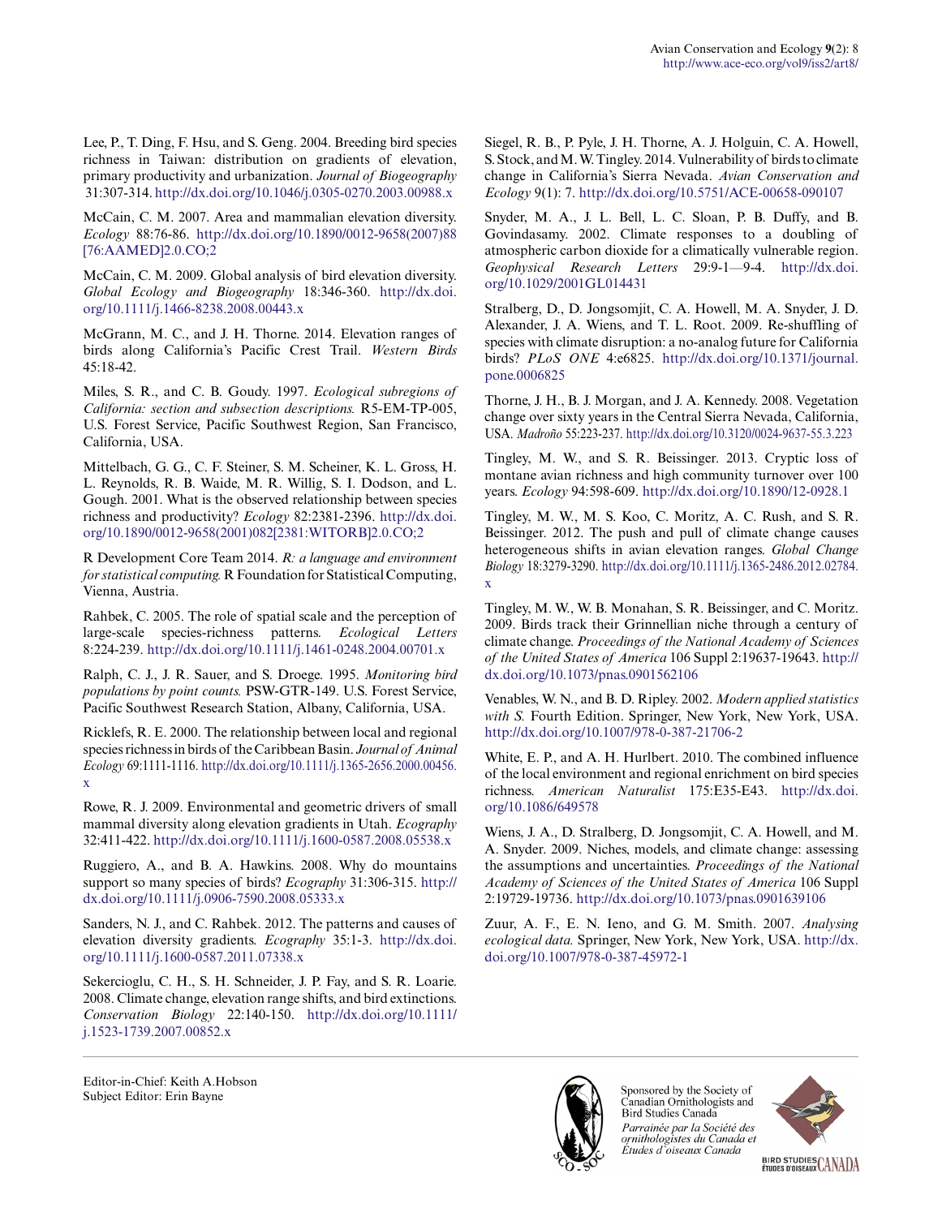Lee, P., T. Ding, F. Hsu, and S. Geng. 2004. Breeding bird species richness in Taiwan: distribution on gradients of elevation, primary productivity and urbanization. *Journal of Biogeography* 31:307-314. http://dx.doi.org/10.1046/j.0305-0270.2003.00988.x

McCain, C. M. 2007. Area and mammalian elevation diversity. *Ecology* 88:76-86. http://dx.doi.org/10.1890/0012-9658(2007)88[76:AAMED]2.0.CO;2

McCain, C. M. 2009. Global analysis of bird elevation diversity. *Global Ecology and Biogeography* 18:346-360. http://dx.doi.org/10.1111/j.1466-8238.2008.00443.x

McGrann, M. C., and J. H. Thorne. 2014. Elevation ranges of birds along California's Pacific Crest Trail. *Western Birds* 45:18-42.

Miles, S. R., and C. B. Goudy. 1997. *Ecological subregions of California: section and subsection descriptions.* R5-EM-TP-005, U.S. Forest Service, Pacific Southwest Region, San Francisco, California, USA.

Mittelbach, G. G., C. F. Steiner, S. M. Scheiner, K. L. Gross, H. L. Reynolds, R. B. Waide, M. R. Willig, S. I. Dodson, and L. Gough. 2001. What is the observed relationship between species richness and productivity? *Ecology* 82:2381-2396. http://dx.doi.org/10.1890/0012-9658(2001)082[2381:WITORB]2.0.CO;2

R Development Core Team 2014. *R: a language and environment for statistical computing.* R Foundation for Statistical Computing, Vienna, Austria.

Rahbek, C. 2005. The role of spatial scale and the perception of large-scale species-richness patterns. *Ecological Letters* 8:224-239. http://dx.doi.org/10.1111/j.1461-0248.2004.00701.x

Ralph, C. J., J. R. Sauer, and S. Droege. 1995. *Monitoring bird populations by point counts.* PSW-GTR-149. U.S. Forest Service, Pacific Southwest Research Station, Albany, California, USA.

Ricklefs, R. E. 2000. The relationship between local and regional species richness in birds of the Caribbean Basin. *Journal of Animal Ecology* 69:1111-1116. http://dx.doi.org/10.1111/j.1365-2656.2000.00456.x

Rowe, R. J. 2009. Environmental and geometric drivers of small mammal diversity along elevation gradients in Utah. *Ecography* 32:411-422. http://dx.doi.org/10.1111/j.1600-0587.2008.05538.x

Ruggiero, A., and B. A. Hawkins. 2008. Why do mountains support so many species of birds? *Ecography* 31:306-315. http://dx.doi.org/10.1111/j.0906-7590.2008.05333.x

Sanders, N. J., and C. Rahbek. 2012. The patterns and causes of elevation diversity gradients. *Ecography* 35:1-3. http://dx.doi.org/10.1111/j.1600-0587.2011.07338.x

Sekercioglu, C. H., S. H. Schneider, J. P. Fay, and S. R. Loarie. 2008. Climate change, elevation range shifts, and bird extinctions. *Conservation Biology* 22:140-150. http://dx.doi.org/10.1111/j.1523-1739.2007.00852.x

Siegel, R. B., P. Pyle, J. H. Thorne, A. J. Holguin, C. A. Howell, S. Stock, and M. W. Tingley. 2014. Vulnerability of birds to climate change in California's Sierra Nevada. *Avian Conservation and Ecology* 9(1): 7. http://dx.doi.org/10.5751/ACE-00658-090107

Snyder, M. A., J. L. Bell, L. C. Sloan, P. B. Duffy, and B. Govindasamy. 2002. Climate responses to a doubling of atmospheric carbon dioxide for a climatically vulnerable region. *Geophysical Research Letters* 29:9-1—9-4. http://dx.doi.org/10.1029/2001GL014431

Stralberg, D., D. Jongsomjit, C. A. Howell, M. A. Snyder, J. D. Alexander, J. A. Wiens, and T. L. Root. 2009. Re-shuffling of species with climate disruption: a no-analog future for California birds? *PLoS ONE* 4:e6825. http://dx.doi.org/10.1371/journal.pone.0006825

Thorne, J. H., B. J. Morgan, and J. A. Kennedy. 2008. Vegetation change over sixty years in the Central Sierra Nevada, California, USA. *Madroño* 55:223-237. http://dx.doi.org/10.3120/0024-9637-55.3.223

Tingley, M. W., and S. R. Beissinger. 2013. Cryptic loss of montane avian richness and high community turnover over 100 years. *Ecology* 94:598-609. http://dx.doi.org/10.1890/12-0928.1

Tingley, M. W., M. S. Koo, C. Moritz, A. C. Rush, and S. R. Beissinger. 2012. The push and pull of climate change causes heterogeneous shifts in avian elevation ranges. *Global Change Biology* 18:3279-3290. http://dx.doi.org/10.1111/j.1365-2486.2012.02784.x

Tingley, M. W., W. B. Monahan, S. R. Beissinger, and C. Moritz. 2009. Birds track their Grinnellian niche through a century of climate change. *Proceedings of the National Academy of Sciences of the United States of America* 106 Suppl 2:19637-19643. http://dx.doi.org/10.1073/pnas.0901562106

Venables, W. N., and B. D. Ripley. 2002. *Modern applied statistics with S.* Fourth Edition. Springer, New York, New York, USA. http://dx.doi.org/10.1007/978-0-387-21706-2

White, E. P., and A. H. Hurlbert. 2010. The combined influence of the local environment and regional enrichment on bird species richness. *American Naturalist* 175:E35-E43. http://dx.doi.org/10.1086/649578

Wiens, J. A., D. Stralberg, D. Jongsomjit, C. A. Howell, and M. A. Snyder. 2009. Niches, models, and climate change: assessing the assumptions and uncertainties. *Proceedings of the National Academy of Sciences of the United States of America* 106 Suppl 2:19729-19736. http://dx.doi.org/10.1073/pnas.0901639106

Zuur, A. F., E. N. Ieno, and G. M. Smith. 2007. *Analysing ecological data.* Springer, New York, New York, USA. http://dx.doi.org/10.1007/978-0-387-45972-1

Editor-in-Chief: Keith A.Hobson
Subject Editor: Erin Bayne

Sponsored by the Society of Canadian Ornithologists and Bird Studies Canada

*Parrainée par la Société des ornithologistes du Canada et Études d'oiseaux Canada*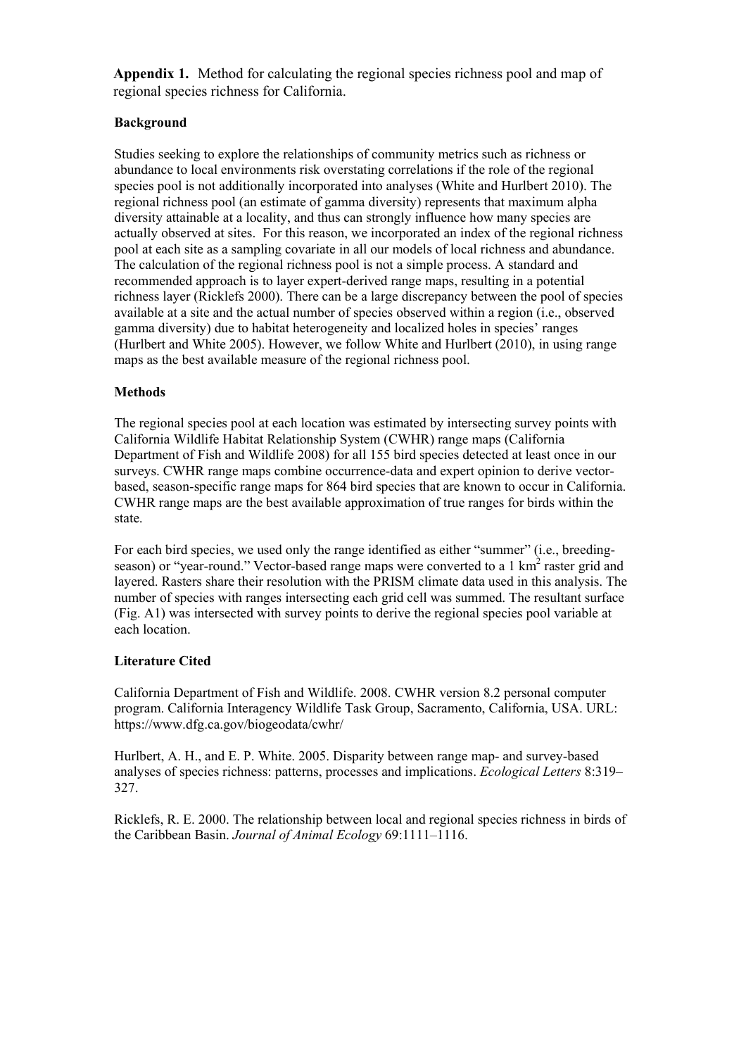**Appendix 1.** Method for calculating the regional species richness pool and map of regional species richness for California.

### Background

Studies seeking to explore the relationships of community metrics such as richness or abundance to local environments risk overstating correlations if the role of the regional species pool is not additionally incorporated into analyses (White and Hurlbert 2010). The regional richness pool (an estimate of gamma diversity) represents that maximum alpha diversity attainable at a locality, and thus can strongly influence how many species are actually observed at sites. For this reason, we incorporated an index of the regional richness pool at each site as a sampling covariate in all our models of local richness and abundance. The calculation of the regional richness pool is not a simple process. A standard and recommended approach is to layer expert-derived range maps, resulting in a potential richness layer (Ricklefs 2000). There can be a large discrepancy between the pool of species available at a site and the actual number of species observed within a region (i.e., observed gamma diversity) due to habitat heterogeneity and localized holes in species' ranges (Hurlbert and White 2005). However, we follow White and Hurlbert (2010), in using range maps as the best available measure of the regional richness pool.

### Methods

The regional species pool at each location was estimated by intersecting survey points with California Wildlife Habitat Relationship System (CWHR) range maps (California Department of Fish and Wildlife 2008) for all 155 bird species detected at least once in our surveys. CWHR range maps combine occurrence-data and expert opinion to derive vector-based, season-specific range maps for 864 bird species that are known to occur in California. CWHR range maps are the best available approximation of true ranges for birds within the state.

For each bird species, we used only the range identified as either "summer" (i.e., breeding-season) or "year-round." Vector-based range maps were converted to a 1 $km^2$ raster grid and layered. Rasters share their resolution with the PRISM climate data used in this analysis. The number of species with ranges intersecting each grid cell was summed. The resultant surface (Fig. A1) was intersected with survey points to derive the regional species pool variable at each location.

### Literature Cited

California Department of Fish and Wildlife. 2008. CWHR version 8.2 personal computer program. California Interagency Wildlife Task Group, Sacramento, California, USA. URL: https://www.dfg.ca.gov/biogeodata/cwhr/

Hurlbert, A. H., and E. P. White. 2005. Disparity between range map- and survey-based analyses of species richness: patterns, processes and implications. *Ecological Letters* 8:319–327.

Ricklefs, R. E. 2000. The relationship between local and regional species richness in birds of the Caribbean Basin. *Journal of Animal Ecology* 69:1111–1116.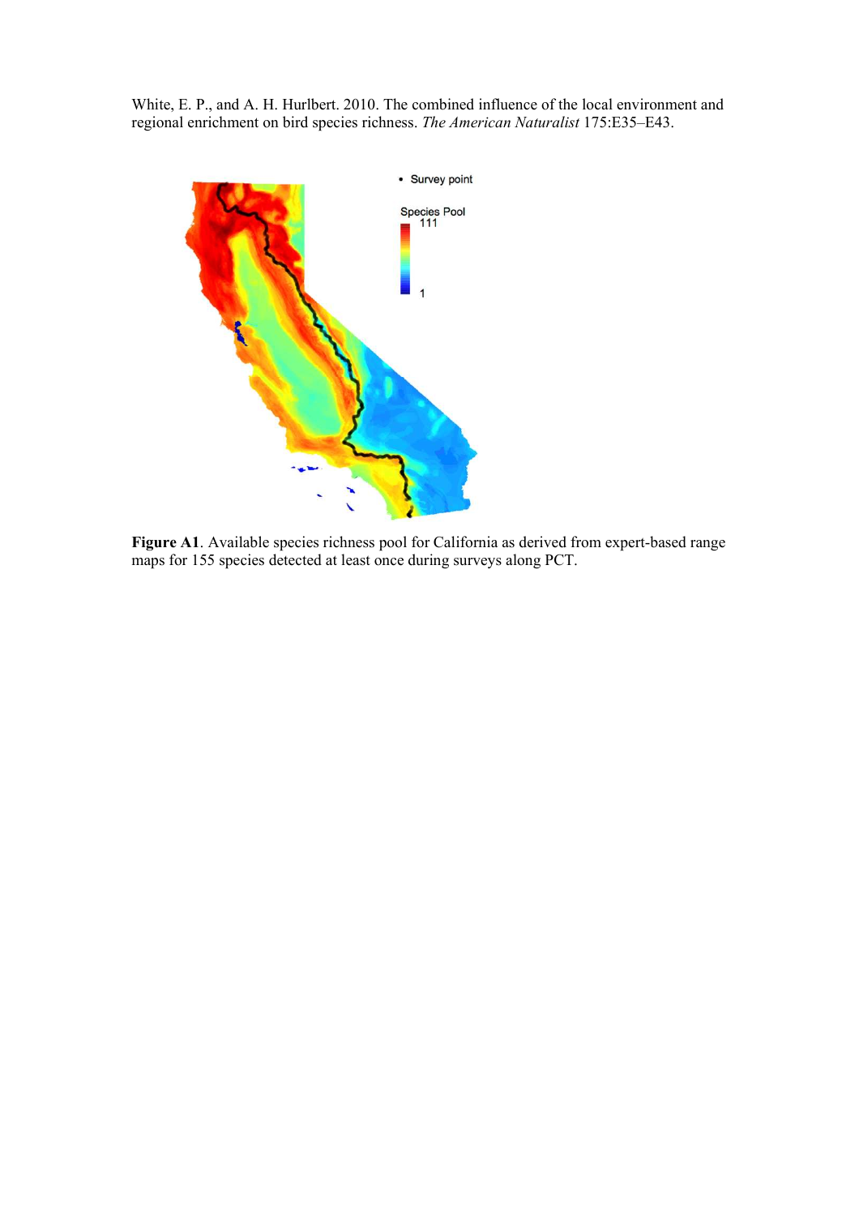White, E. P., and A. H. Hurlbert. 2010. The combined influence of the local environment and regional enrichment on bird species richness. *The American Naturalist* 175:E35–E43.

**Figure A1**. Available species richness pool for California as derived from expert-based range maps for 155 species detected at least once during surveys along PCT.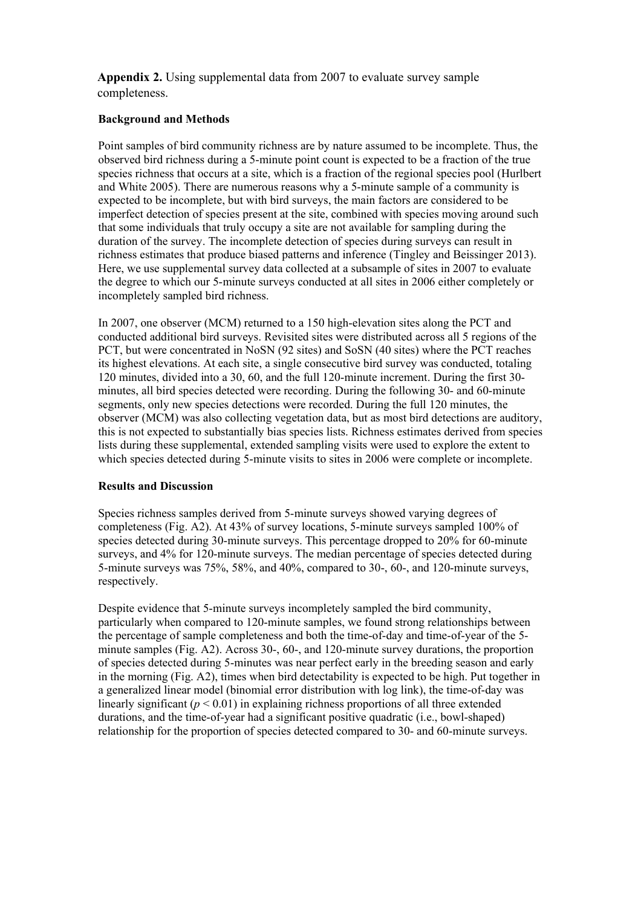**Appendix 2.** Using supplemental data from 2007 to evaluate survey sample completeness.

**Background and Methods**

Point samples of bird community richness are by nature assumed to be incomplete. Thus, the observed bird richness during a 5-minute point count is expected to be a fraction of the true species richness that occurs at a site, which is a fraction of the regional species pool (Hurlbert and White 2005). There are numerous reasons why a 5-minute sample of a community is expected to be incomplete, but with bird surveys, the main factors are considered to be imperfect detection of species present at the site, combined with species moving around such that some individuals that truly occupy a site are not available for sampling during the duration of the survey. The incomplete detection of species during surveys can result in richness estimates that produce biased patterns and inference (Tingley and Beissinger 2013). Here, we use supplemental survey data collected at a subsample of sites in 2007 to evaluate the degree to which our 5-minute surveys conducted at all sites in 2006 either completely or incompletely sampled bird richness.

In 2007, one observer (MCM) returned to a 150 high-elevation sites along the PCT and conducted additional bird surveys. Revisited sites were distributed across all 5 regions of the PCT, but were concentrated in NoSN (92 sites) and SoSN (40 sites) where the PCT reaches its highest elevations. At each site, a single consecutive bird survey was conducted, totaling 120 minutes, divided into a 30, 60, and the full 120-minute increment. During the first 30-minutes, all bird species detected were recording. During the following 30- and 60-minute segments, only new species detections were recorded. During the full 120 minutes, the observer (MCM) was also collecting vegetation data, but as most bird detections are auditory, this is not expected to substantially bias species lists. Richness estimates derived from species lists during these supplemental, extended sampling visits were used to explore the extent to which species detected during 5-minute visits to sites in 2006 were complete or incomplete.

**Results and Discussion**

Species richness samples derived from 5-minute surveys showed varying degrees of completeness (Fig. A2). At 43% of survey locations, 5-minute surveys sampled 100% of species detected during 30-minute surveys. This percentage dropped to 20% for 60-minute surveys, and 4% for 120-minute surveys. The median percentage of species detected during 5-minute surveys was 75%, 58%, and 40%, compared to 30-, 60-, and 120-minute surveys, respectively.

Despite evidence that 5-minute surveys incompletely sampled the bird community, particularly when compared to 120-minute samples, we found strong relationships between the percentage of sample completeness and both the time-of-day and time-of-year of the 5-minute samples (Fig. A2). Across 30-, 60-, and 120-minute survey durations, the proportion of species detected during 5-minutes was near perfect early in the breeding season and early in the morning (Fig. A2), times when bird detectability is expected to be high. Put together in a generalized linear model (binomial error distribution with log link), the time-of-day was linearly significant ($p < 0.01$) in explaining richness proportions of all three extended durations, and the time-of-year had a significant positive quadratic (i.e., bowl-shaped) relationship for the proportion of species detected compared to 30- and 60-minute surveys.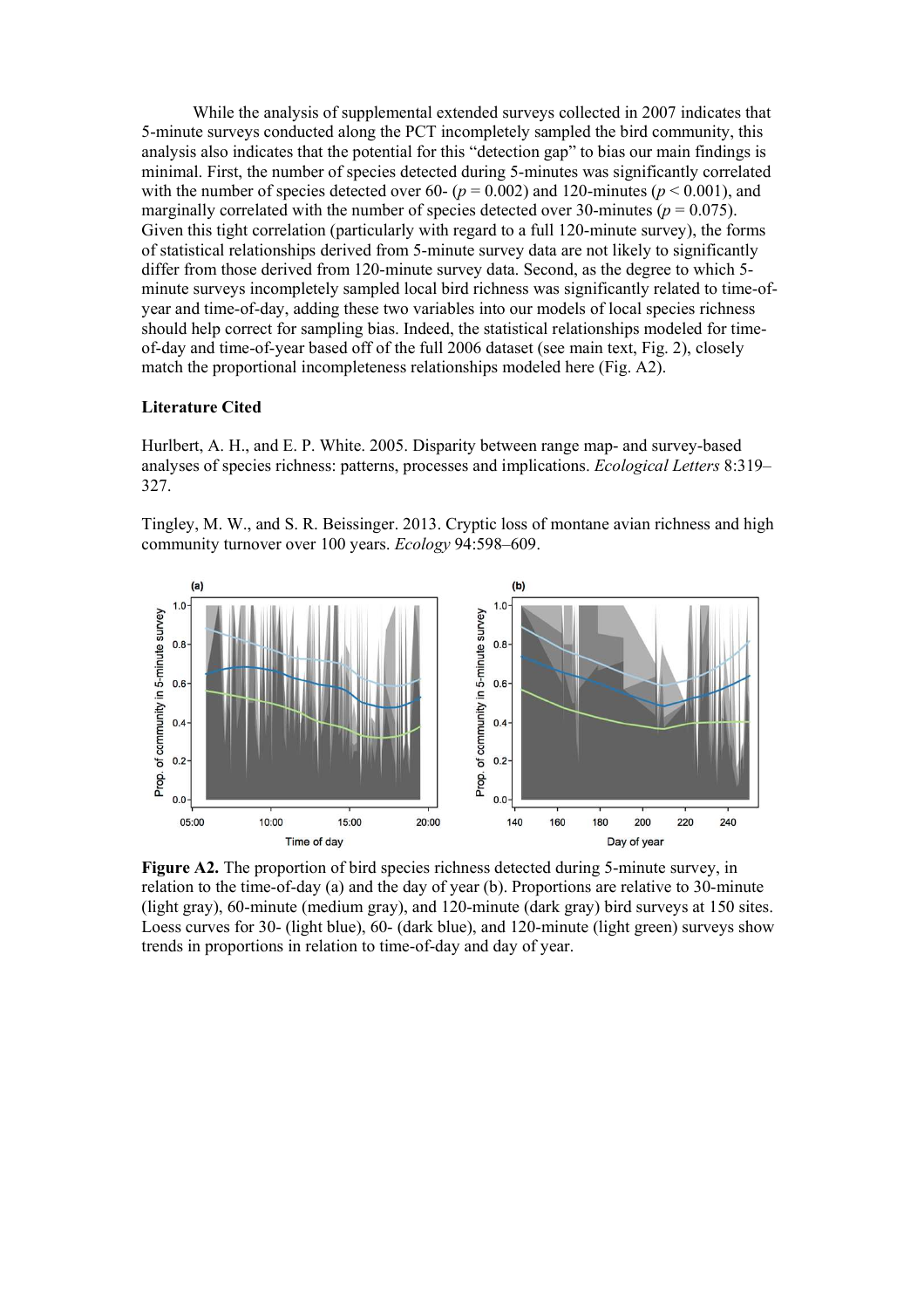While the analysis of supplemental extended surveys collected in 2007 indicates that 5-minute surveys conducted along the PCT incompletely sampled the bird community, this analysis also indicates that the potential for this "detection gap" to bias our main findings is minimal. First, the number of species detected during 5-minutes was significantly correlated with the number of species detected over 60- ($p = 0.002$) and 120-minutes ($p < 0.001$), and marginally correlated with the number of species detected over 30-minutes ($p = 0.075$). Given this tight correlation (particularly with regard to a full 120-minute survey), the forms of statistical relationships derived from 5-minute survey data are not likely to significantly differ from those derived from 120-minute survey data. Second, as the degree to which 5-minute surveys incompletely sampled local bird richness was significantly related to time-of-year and time-of-day, adding these two variables into our models of local species richness should help correct for sampling bias. Indeed, the statistical relationships modeled for time-of-day and time-of-year based off of the full 2006 dataset (see main text, Fig. 2), closely match the proportional incompleteness relationships modeled here (Fig. A2).

**Literature Cited**

Hurlbert, A. H., and E. P. White. 2005. Disparity between range map- and survey-based analyses of species richness: patterns, processes and implications. *Ecological Letters* 8:319–327.

Tingley, M. W., and S. R. Beissinger. 2013. Cryptic loss of montane avian richness and high community turnover over 100 years. *Ecology* 94:598–609.

**Figure A2.** The proportion of bird species richness detected during 5-minute survey, in relation to the time-of-day (a) and the day of year (b). Proportions are relative to 30-minute (light gray), 60-minute (medium gray), and 120-minute (dark gray) bird surveys at 150 sites. Loess curves for 30- (light blue), 60- (dark blue), and 120-minute (light green) surveys show trends in proportions in relation to time-of-day and day of year.